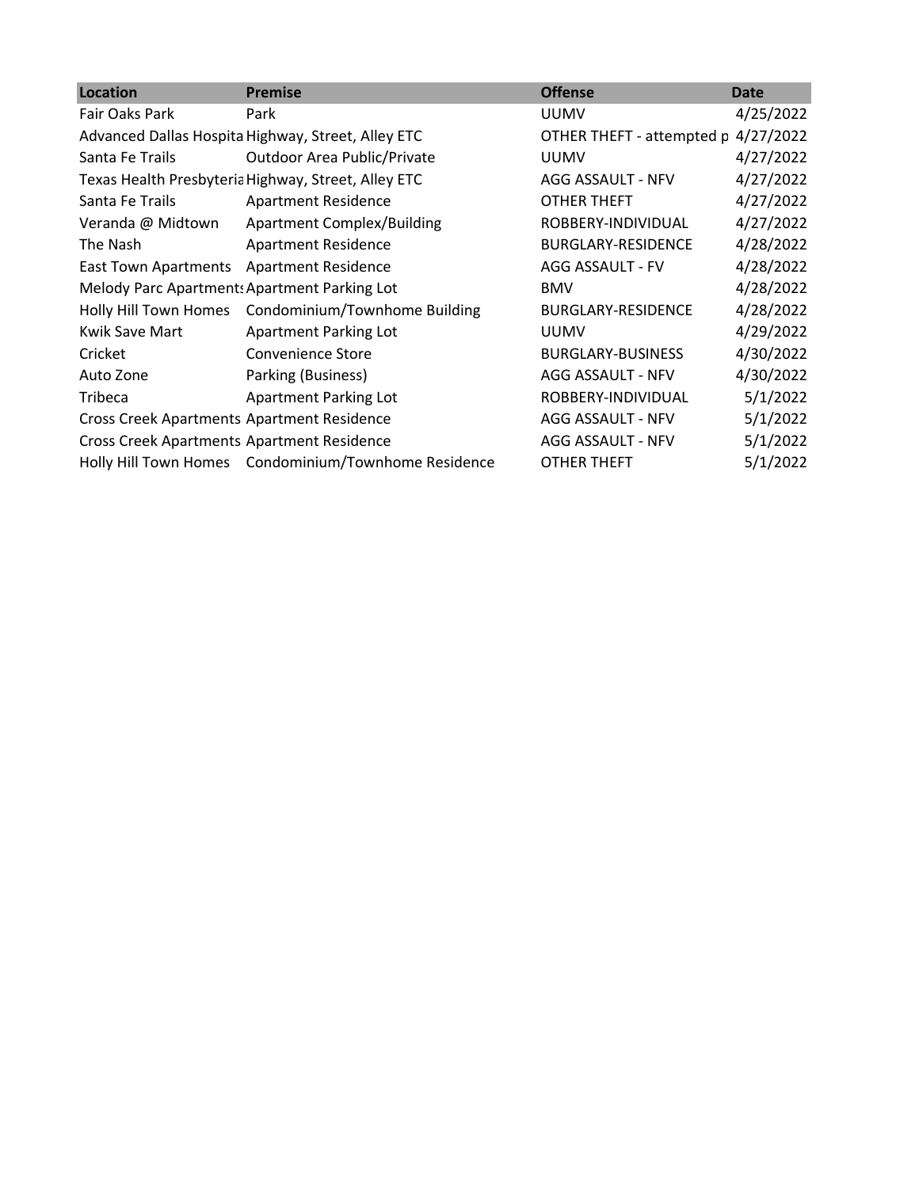| Location | Premise | Offense | Date |
| --- | --- | --- | --- |
| Fair Oaks Park | Park | UUMV | 4/25/2022 |
| Advanced Dallas Hospita | Highway, Street, Alley ETC | OTHER THEFT - attempted p | 4/27/2022 |
| Santa Fe Trails | Outdoor Area Public/Private | UUMV | 4/27/2022 |
| Texas Health Presbyteria | Highway, Street, Alley ETC | AGG ASSAULT - NFV | 4/27/2022 |
| Santa Fe Trails | Apartment Residence | OTHER THEFT | 4/27/2022 |
| Veranda @ Midtown | Apartment Complex/Building | ROBBERY-INDIVIDUAL | 4/27/2022 |
| The Nash | Apartment Residence | BURGLARY-RESIDENCE | 4/28/2022 |
| East Town Apartments | Apartment Residence | AGG ASSAULT - FV | 4/28/2022 |
| Melody Parc Apartments | Apartment Parking Lot | BMV | 4/28/2022 |
| Holly Hill Town Homes | Condominium/Townhome Building | BURGLARY-RESIDENCE | 4/28/2022 |
| Kwik Save Mart | Apartment Parking Lot | UUMV | 4/29/2022 |
| Cricket | Convenience Store | BURGLARY-BUSINESS | 4/30/2022 |
| Auto Zone | Parking (Business) | AGG ASSAULT - NFV | 4/30/2022 |
| Tribeca | Apartment Parking Lot | ROBBERY-INDIVIDUAL | 5/1/2022 |
| Cross Creek Apartments | Apartment Residence | AGG ASSAULT - NFV | 5/1/2022 |
| Cross Creek Apartments | Apartment Residence | AGG ASSAULT - NFV | 5/1/2022 |
| Holly Hill Town Homes | Condominium/Townhome Residence | OTHER THEFT | 5/1/2022 |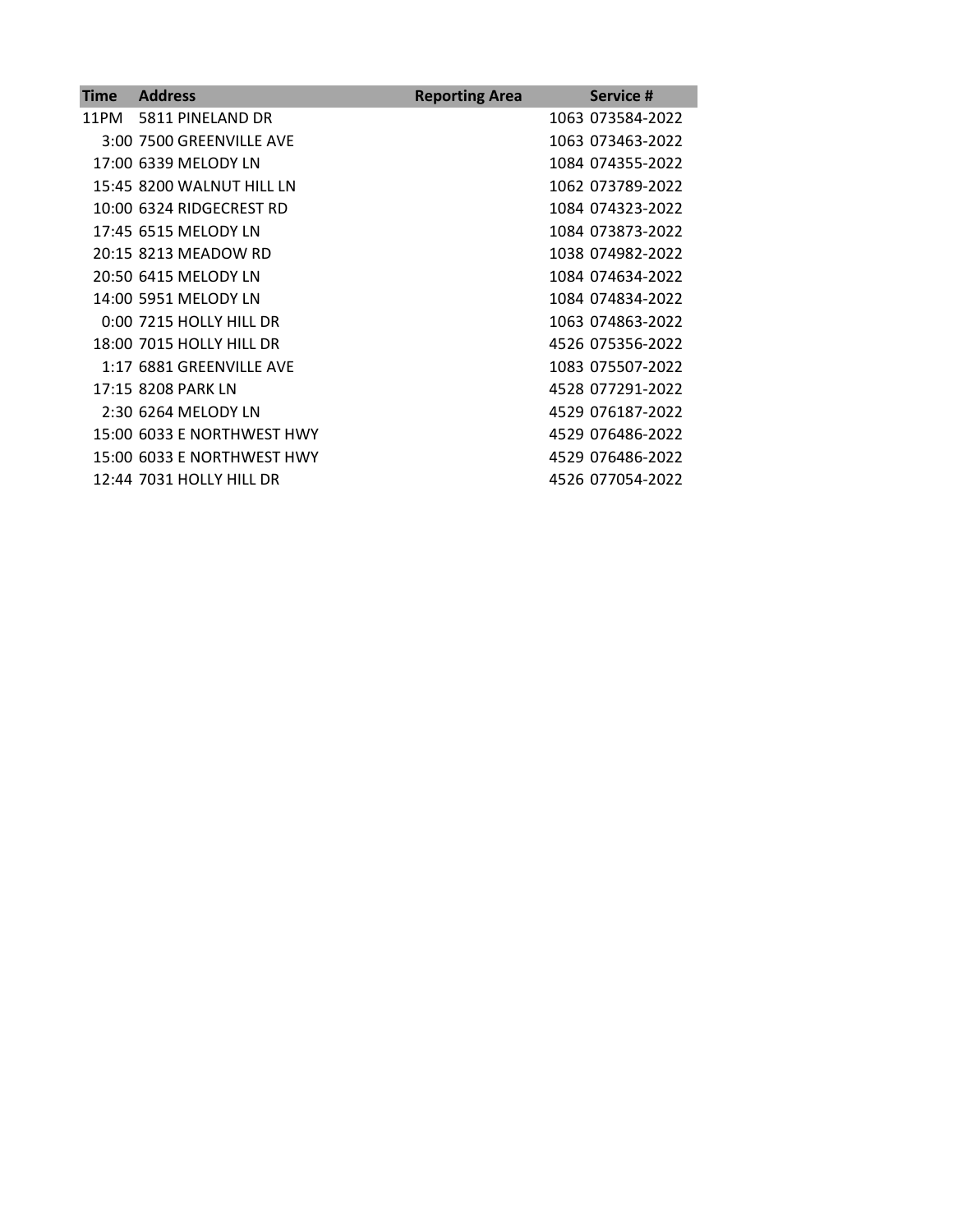| Time | Address | Reporting Area | Service # |
|---|---|---|---|
| 11PM | 5811 PINELAND DR | 1063 | 073584-2022 |
| 3:00 | 7500 GREENVILLE AVE | 1063 | 073463-2022 |
| 17:00 | 6339 MELODY LN | 1084 | 074355-2022 |
| 15:45 | 8200 WALNUT HILL LN | 1062 | 073789-2022 |
| 10:00 | 6324 RIDGECREST RD | 1084 | 074323-2022 |
| 17:45 | 6515 MELODY LN | 1084 | 073873-2022 |
| 20:15 | 8213 MEADOW RD | 1038 | 074982-2022 |
| 20:50 | 6415 MELODY LN | 1084 | 074634-2022 |
| 14:00 | 5951 MELODY LN | 1084 | 074834-2022 |
| 0:00 | 7215 HOLLY HILL DR | 1063 | 074863-2022 |
| 18:00 | 7015 HOLLY HILL DR | 4526 | 075356-2022 |
| 1:17 | 6881 GREENVILLE AVE | 1083 | 075507-2022 |
| 17:15 | 8208 PARK LN | 4528 | 077291-2022 |
| 2:30 | 6264 MELODY LN | 4529 | 076187-2022 |
| 15:00 | 6033 E NORTHWEST HWY | 4529 | 076486-2022 |
| 15:00 | 6033 E NORTHWEST HWY | 4529 | 076486-2022 |
| 12:44 | 7031 HOLLY HILL DR | 4526 | 077054-2022 |